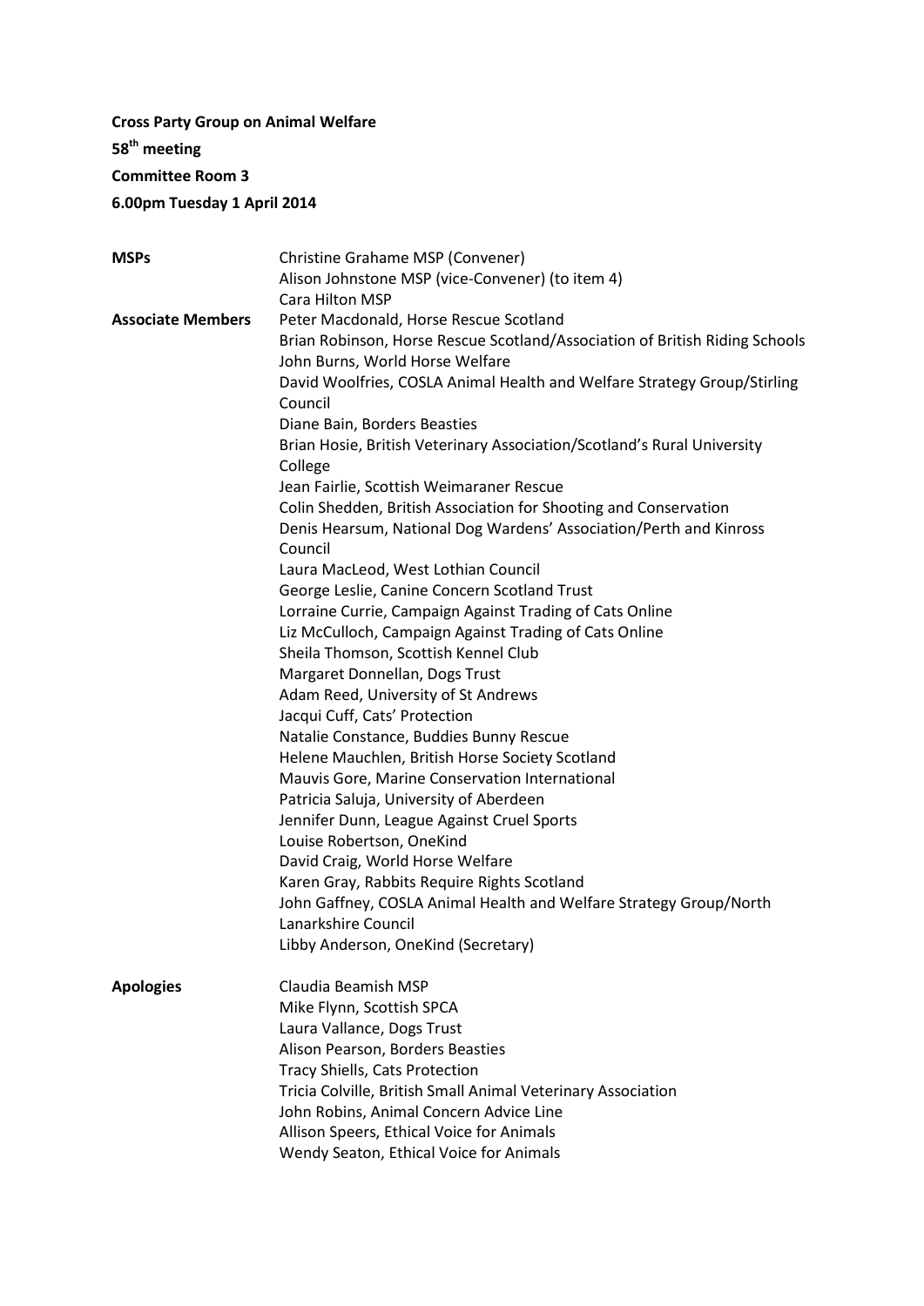**Cross Party Group on Animal Welfare**

**58th meeting**

**Committee Room 3**

**6.00pm Tuesday 1 April 2014**

| | |
|---|---|
| **MSPs** | Christine Grahame MSP (Convener) |
| | Alison Johnstone MSP (vice-Convener) (to item 4) |
| | Cara Hilton MSP |
| **Associate Members** | Peter Macdonald, Horse Rescue Scotland |
| | Brian Robinson, Horse Rescue Scotland/Association of British Riding Schools |
| | John Burns, World Horse Welfare |
| | David Woolfries, COSLA Animal Health and Welfare Strategy Group/Stirling Council |
| | Diane Bain, Borders Beasties |
| | Brian Hosie, British Veterinary Association/Scotland's Rural University College |
| | Jean Fairlie, Scottish Weimaraner Rescue |
| | Colin Shedden, British Association for Shooting and Conservation |
| | Denis Hearsum, National Dog Wardens' Association/Perth and Kinross Council |
| | Laura MacLeod, West Lothian Council |
| | George Leslie, Canine Concern Scotland Trust |
| | Lorraine Currie, Campaign Against Trading of Cats Online |
| | Liz McCulloch, Campaign Against Trading of Cats Online |
| | Sheila Thomson, Scottish Kennel Club |
| | Margaret Donnellan, Dogs Trust |
| | Adam Reed, University of St Andrews |
| | Jacqui Cuff, Cats' Protection |
| | Natalie Constance, Buddies Bunny Rescue |
| | Helene Mauchlen, British Horse Society Scotland |
| | Mauvis Gore, Marine Conservation International |
| | Patricia Saluja, University of Aberdeen |
| | Jennifer Dunn, League Against Cruel Sports |
| | Louise Robertson, OneKind |
| | David Craig, World Horse Welfare |
| | Karen Gray, Rabbits Require Rights Scotland |
| | John Gaffney, COSLA Animal Health and Welfare Strategy Group/North Lanarkshire Council |
| | Libby Anderson, OneKind (Secretary) |
| **Apologies** | Claudia Beamish MSP |
| | Mike Flynn, Scottish SPCA |
| | Laura Vallance, Dogs Trust |
| | Alison Pearson, Borders Beasties |
| | Tracy Shiells, Cats Protection |
| | Tricia Colville, British Small Animal Veterinary Association |
| | John Robins, Animal Concern Advice Line |
| | Allison Speers, Ethical Voice for Animals |
| | Wendy Seaton, Ethical Voice for Animals |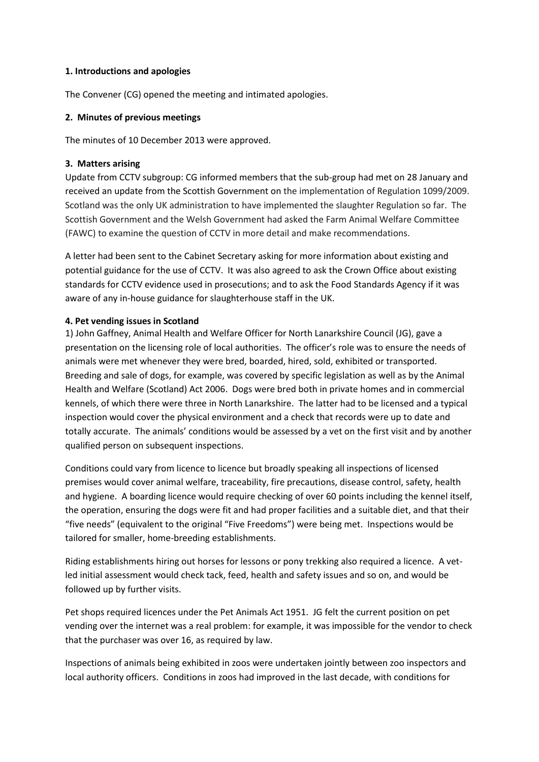**1. Introductions and apologies**

The Convener (CG) opened the meeting and intimated apologies.

**2. Minutes of previous meetings**

The minutes of 10 December 2013 were approved.

**3. Matters arising**

Update from CCTV subgroup: CG informed members that the sub-group had met on 28 January and received an update from the Scottish Government on the implementation of Regulation 1099/2009. Scotland was the only UK administration to have implemented the slaughter Regulation so far. The Scottish Government and the Welsh Government had asked the Farm Animal Welfare Committee (FAWC) to examine the question of CCTV in more detail and make recommendations.

A letter had been sent to the Cabinet Secretary asking for more information about existing and potential guidance for the use of CCTV. It was also agreed to ask the Crown Office about existing standards for CCTV evidence used in prosecutions; and to ask the Food Standards Agency if it was aware of any in-house guidance for slaughterhouse staff in the UK.

**4. Pet vending issues in Scotland**

1) John Gaffney, Animal Health and Welfare Officer for North Lanarkshire Council (JG), gave a presentation on the licensing role of local authorities. The officer's role was to ensure the needs of animals were met whenever they were bred, boarded, hired, sold, exhibited or transported. Breeding and sale of dogs, for example, was covered by specific legislation as well as by the Animal Health and Welfare (Scotland) Act 2006. Dogs were bred both in private homes and in commercial kennels, of which there were three in North Lanarkshire. The latter had to be licensed and a typical inspection would cover the physical environment and a check that records were up to date and totally accurate. The animals' conditions would be assessed by a vet on the first visit and by another qualified person on subsequent inspections.

Conditions could vary from licence to licence but broadly speaking all inspections of licensed premises would cover animal welfare, traceability, fire precautions, disease control, safety, health and hygiene. A boarding licence would require checking of over 60 points including the kennel itself, the operation, ensuring the dogs were fit and had proper facilities and a suitable diet, and that their "five needs" (equivalent to the original "Five Freedoms") were being met. Inspections would be tailored for smaller, home-breeding establishments.

Riding establishments hiring out horses for lessons or pony trekking also required a licence. A vet-led initial assessment would check tack, feed, health and safety issues and so on, and would be followed up by further visits.

Pet shops required licences under the Pet Animals Act 1951. JG felt the current position on pet vending over the internet was a real problem: for example, it was impossible for the vendor to check that the purchaser was over 16, as required by law.

Inspections of animals being exhibited in zoos were undertaken jointly between zoo inspectors and local authority officers. Conditions in zoos had improved in the last decade, with conditions for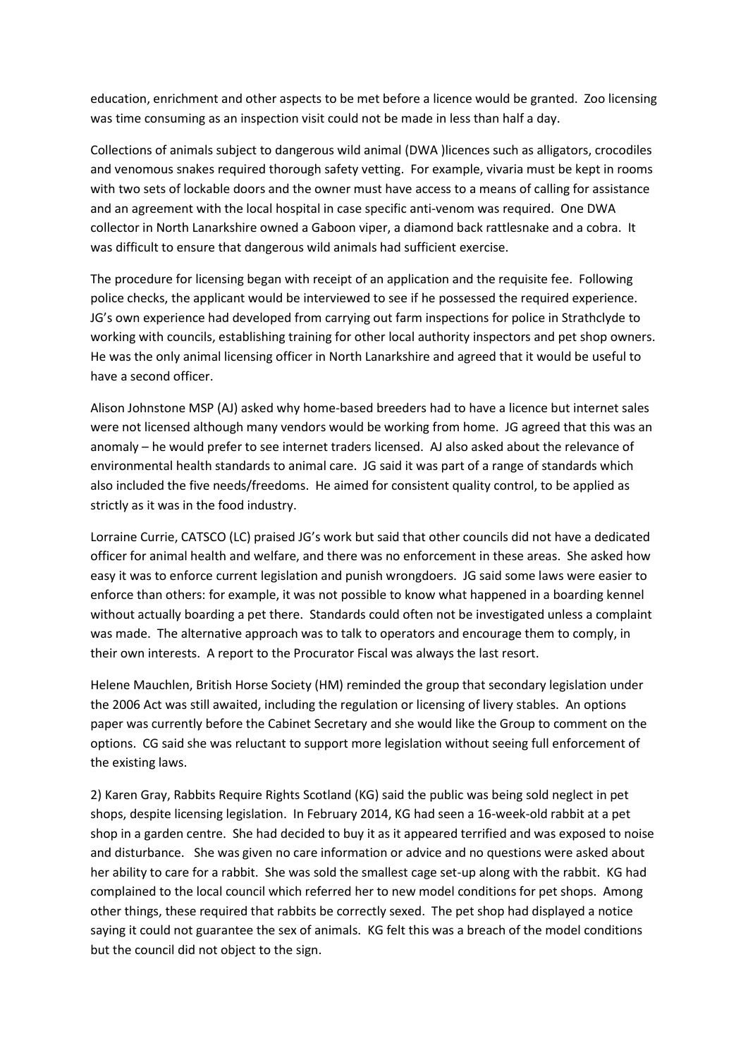education, enrichment and other aspects to be met before a licence would be granted. Zoo licensing was time consuming as an inspection visit could not be made in less than half a day.

Collections of animals subject to dangerous wild animal (DWA )licences such as alligators, crocodiles and venomous snakes required thorough safety vetting. For example, vivaria must be kept in rooms with two sets of lockable doors and the owner must have access to a means of calling for assistance and an agreement with the local hospital in case specific anti-venom was required. One DWA collector in North Lanarkshire owned a Gaboon viper, a diamond back rattlesnake and a cobra. It was difficult to ensure that dangerous wild animals had sufficient exercise.

The procedure for licensing began with receipt of an application and the requisite fee. Following police checks, the applicant would be interviewed to see if he possessed the required experience. JG's own experience had developed from carrying out farm inspections for police in Strathclyde to working with councils, establishing training for other local authority inspectors and pet shop owners. He was the only animal licensing officer in North Lanarkshire and agreed that it would be useful to have a second officer.

Alison Johnstone MSP (AJ) asked why home-based breeders had to have a licence but internet sales were not licensed although many vendors would be working from home. JG agreed that this was an anomaly – he would prefer to see internet traders licensed. AJ also asked about the relevance of environmental health standards to animal care. JG said it was part of a range of standards which also included the five needs/freedoms. He aimed for consistent quality control, to be applied as strictly as it was in the food industry.

Lorraine Currie, CATSCO (LC) praised JG's work but said that other councils did not have a dedicated officer for animal health and welfare, and there was no enforcement in these areas. She asked how easy it was to enforce current legislation and punish wrongdoers. JG said some laws were easier to enforce than others: for example, it was not possible to know what happened in a boarding kennel without actually boarding a pet there. Standards could often not be investigated unless a complaint was made. The alternative approach was to talk to operators and encourage them to comply, in their own interests. A report to the Procurator Fiscal was always the last resort.

Helene Mauchlen, British Horse Society (HM) reminded the group that secondary legislation under the 2006 Act was still awaited, including the regulation or licensing of livery stables. An options paper was currently before the Cabinet Secretary and she would like the Group to comment on the options. CG said she was reluctant to support more legislation without seeing full enforcement of the existing laws.

2) Karen Gray, Rabbits Require Rights Scotland (KG) said the public was being sold neglect in pet shops, despite licensing legislation. In February 2014, KG had seen a 16-week-old rabbit at a pet shop in a garden centre. She had decided to buy it as it appeared terrified and was exposed to noise and disturbance. She was given no care information or advice and no questions were asked about her ability to care for a rabbit. She was sold the smallest cage set-up along with the rabbit. KG had complained to the local council which referred her to new model conditions for pet shops. Among other things, these required that rabbits be correctly sexed. The pet shop had displayed a notice saying it could not guarantee the sex of animals. KG felt this was a breach of the model conditions but the council did not object to the sign.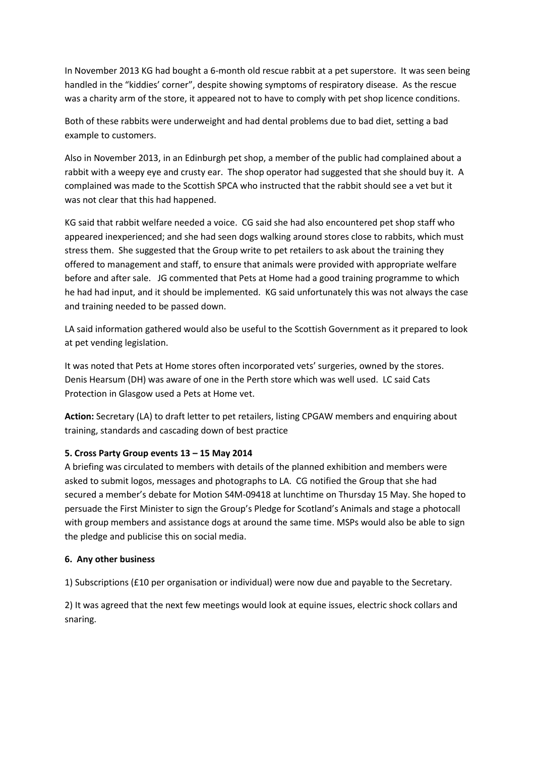In November 2013 KG had bought a 6-month old rescue rabbit at a pet superstore. It was seen being handled in the "kiddies' corner", despite showing symptoms of respiratory disease. As the rescue was a charity arm of the store, it appeared not to have to comply with pet shop licence conditions.

Both of these rabbits were underweight and had dental problems due to bad diet, setting a bad example to customers.

Also in November 2013, in an Edinburgh pet shop, a member of the public had complained about a rabbit with a weepy eye and crusty ear. The shop operator had suggested that she should buy it. A complained was made to the Scottish SPCA who instructed that the rabbit should see a vet but it was not clear that this had happened.

KG said that rabbit welfare needed a voice. CG said she had also encountered pet shop staff who appeared inexperienced; and she had seen dogs walking around stores close to rabbits, which must stress them. She suggested that the Group write to pet retailers to ask about the training they offered to management and staff, to ensure that animals were provided with appropriate welfare before and after sale. JG commented that Pets at Home had a good training programme to which he had had input, and it should be implemented. KG said unfortunately this was not always the case and training needed to be passed down.

LA said information gathered would also be useful to the Scottish Government as it prepared to look at pet vending legislation.

It was noted that Pets at Home stores often incorporated vets' surgeries, owned by the stores. Denis Hearsum (DH) was aware of one in the Perth store which was well used. LC said Cats Protection in Glasgow used a Pets at Home vet.

**Action:** Secretary (LA) to draft letter to pet retailers, listing CPGAW members and enquiring about training, standards and cascading down of best practice

**5. Cross Party Group events 13 – 15 May 2014**

A briefing was circulated to members with details of the planned exhibition and members were asked to submit logos, messages and photographs to LA. CG notified the Group that she had secured a member's debate for Motion S4M-09418 at lunchtime on Thursday 15 May. She hoped to persuade the First Minister to sign the Group's Pledge for Scotland's Animals and stage a photocall with group members and assistance dogs at around the same time. MSPs would also be able to sign the pledge and publicise this on social media.

**6. Any other business**

1) Subscriptions (£10 per organisation or individual) were now due and payable to the Secretary.

2) It was agreed that the next few meetings would look at equine issues, electric shock collars and snaring.